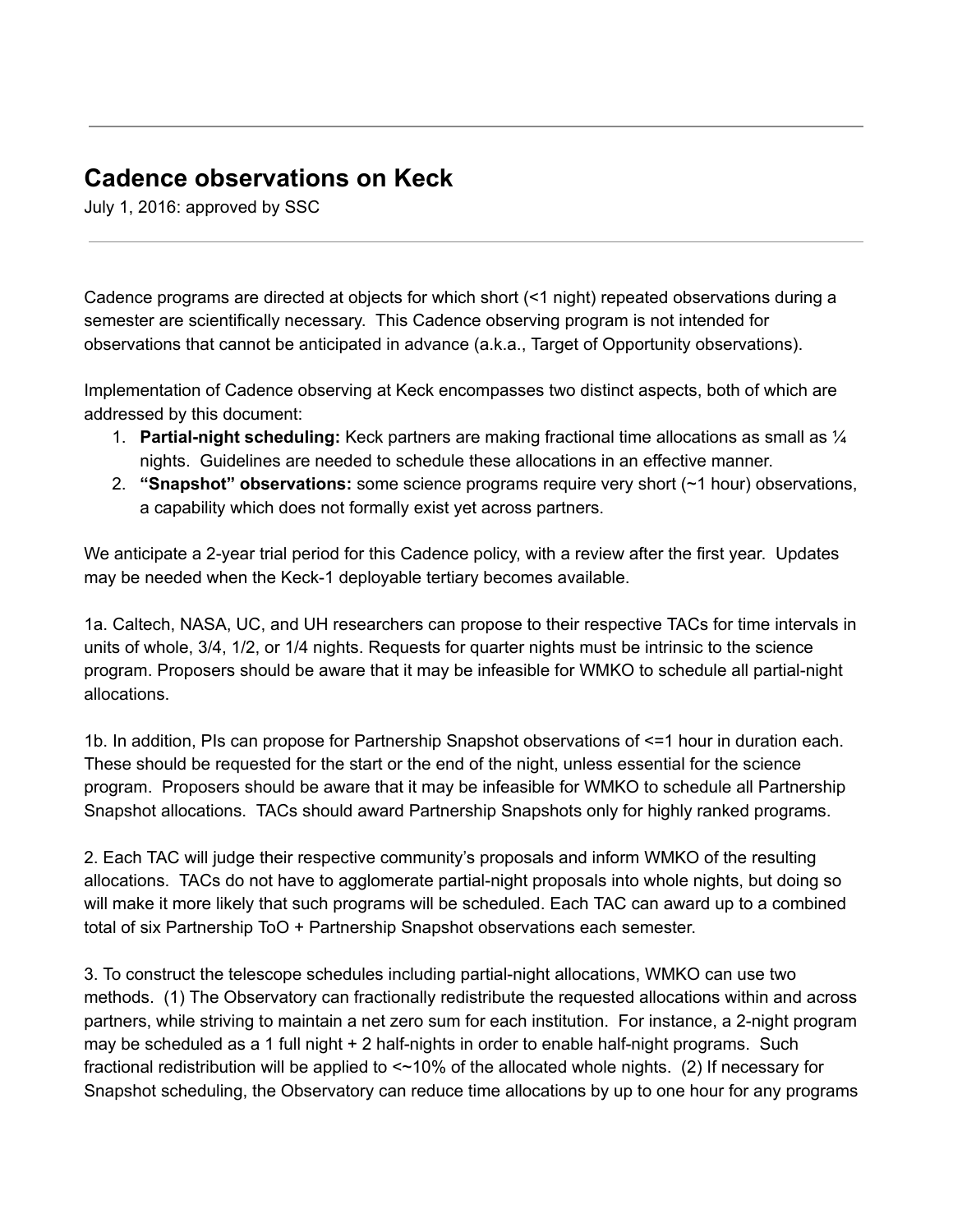---

# Cadence observations on Keck

July 1, 2016: approved by SSC

---

Cadence programs are directed at objects for which short (<1 night) repeated observations during a semester are scientifically necessary. This Cadence observing program is not intended for observations that cannot be anticipated in advance (a.k.a., Target of Opportunity observations).

Implementation of Cadence observing at Keck encompasses two distinct aspects, both of which are addressed by this document:

1. **Partial-night scheduling:** Keck partners are making fractional time allocations as small as ¼ nights. Guidelines are needed to schedule these allocations in an effective manner.
2. **"Snapshot" observations:** some science programs require very short (~1 hour) observations, a capability which does not formally exist yet across partners.

We anticipate a 2-year trial period for this Cadence policy, with a review after the first year. Updates may be needed when the Keck-1 deployable tertiary becomes available.

1a. Caltech, NASA, UC, and UH researchers can propose to their respective TACs for time intervals in units of whole, 3/4, 1/2, or 1/4 nights. Requests for quarter nights must be intrinsic to the science program. Proposers should be aware that it may be infeasible for WMKO to schedule all partial-night allocations.

1b. In addition, PIs can propose for Partnership Snapshot observations of <=1 hour in duration each. These should be requested for the start or the end of the night, unless essential for the science program. Proposers should be aware that it may be infeasible for WMKO to schedule all Partnership Snapshot allocations. TACs should award Partnership Snapshots only for highly ranked programs.

2. Each TAC will judge their respective community's proposals and inform WMKO of the resulting allocations. TACs do not have to agglomerate partial-night proposals into whole nights, but doing so will make it more likely that such programs will be scheduled. Each TAC can award up to a combined total of six Partnership ToO + Partnership Snapshot observations each semester.

3. To construct the telescope schedules including partial-night allocations, WMKO can use two methods. (1) The Observatory can fractionally redistribute the requested allocations within and across partners, while striving to maintain a net zero sum for each institution. For instance, a 2-night program may be scheduled as a 1 full night + 2 half-nights in order to enable half-night programs. Such fractional redistribution will be applied to <~10% of the allocated whole nights. (2) If necessary for Snapshot scheduling, the Observatory can reduce time allocations by up to one hour for any programs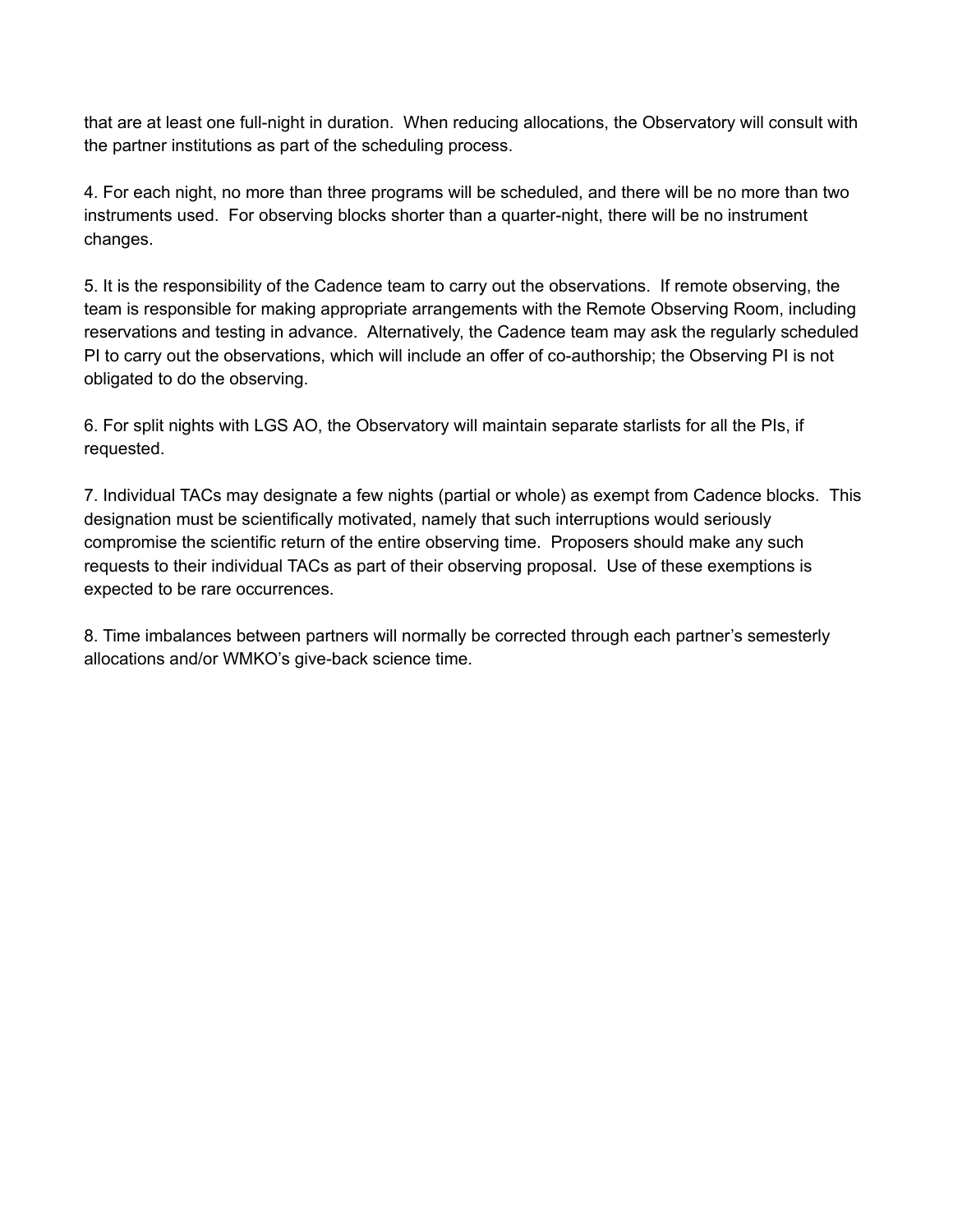that are at least one full-night in duration. When reducing allocations, the Observatory will consult with the partner institutions as part of the scheduling process.

4. For each night, no more than three programs will be scheduled, and there will be no more than two instruments used. For observing blocks shorter than a quarter-night, there will be no instrument changes.

5. It is the responsibility of the Cadence team to carry out the observations. If remote observing, the team is responsible for making appropriate arrangements with the Remote Observing Room, including reservations and testing in advance. Alternatively, the Cadence team may ask the regularly scheduled PI to carry out the observations, which will include an offer of co-authorship; the Observing PI is not obligated to do the observing.

6. For split nights with LGS AO, the Observatory will maintain separate starlists for all the PIs, if requested.

7. Individual TACs may designate a few nights (partial or whole) as exempt from Cadence blocks. This designation must be scientifically motivated, namely that such interruptions would seriously compromise the scientific return of the entire observing time. Proposers should make any such requests to their individual TACs as part of their observing proposal. Use of these exemptions is expected to be rare occurrences.

8. Time imbalances between partners will normally be corrected through each partner's semesterly allocations and/or WMKO's give-back science time.